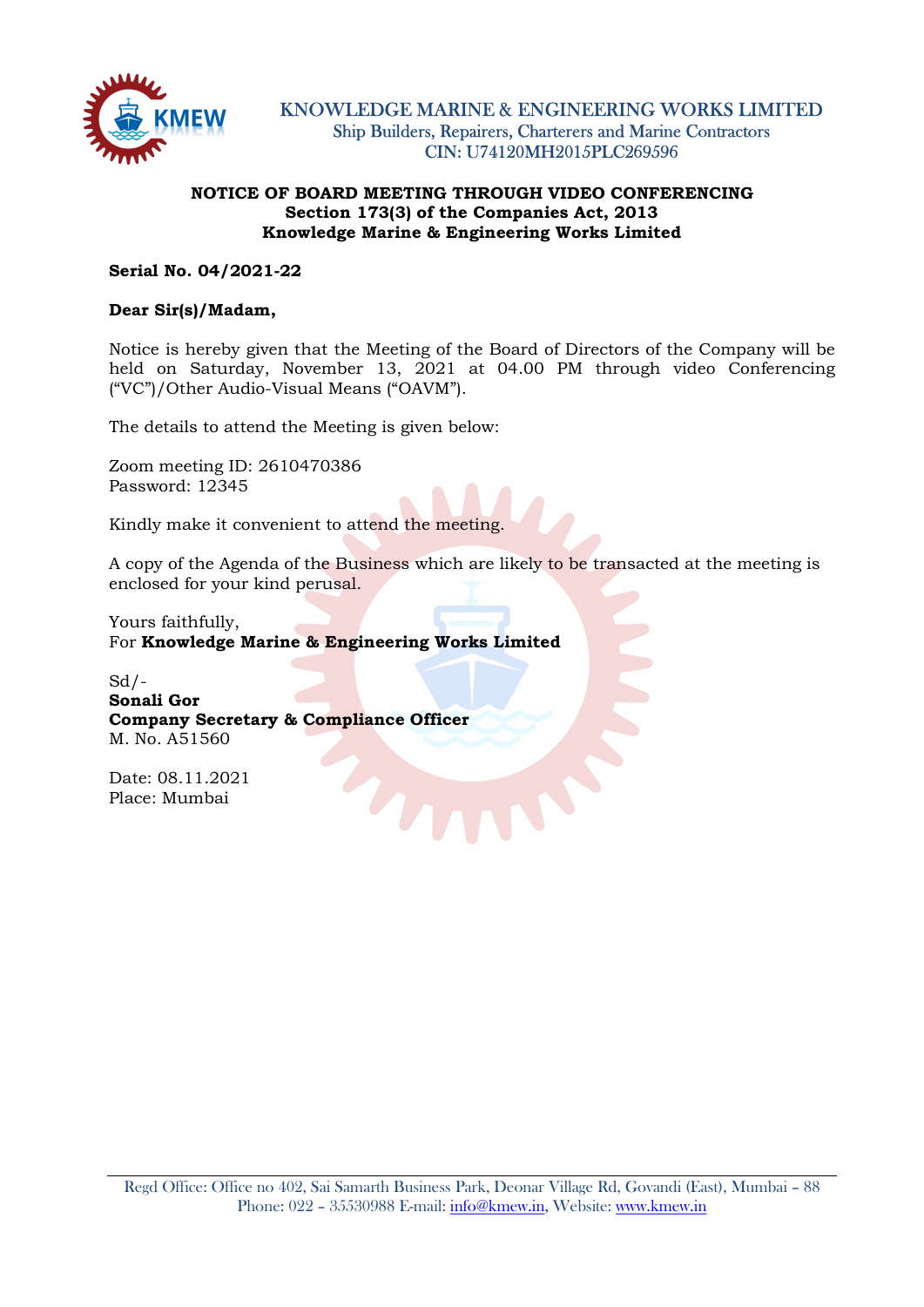# KNOWLEDGE MARINE & ENGINEERING WORKS LIMITED

Ship Builders, Repairers, Charterers and Marine Contractors
CIN: U74120MH2015PLC269596

**NOTICE OF BOARD MEETING THROUGH VIDEO CONFERENCING**
**Section 173(3) of the Companies Act, 2013**
**Knowledge Marine & Engineering Works Limited**

**Serial No. 04/2021-22**

**Dear Sir(s)/Madam,**

Notice is hereby given that the Meeting of the Board of Directors of the Company will be held on Saturday, November 13, 2021 at 04.00 PM through video Conferencing ("VC")/Other Audio-Visual Means ("OAVM").

The details to attend the Meeting is given below:

Zoom meeting ID: 2610470386
Password: 12345

Kindly make it convenient to attend the meeting.

A copy of the Agenda of the Business which are likely to be transacted at the meeting is enclosed for your kind perusal.

Yours faithfully,
For **Knowledge Marine & Engineering Works Limited**

Sd/-
**Sonali Gor**
**Company Secretary & Compliance Officer**
M. No. A51560

Date: 08.11.2021
Place: Mumbai

Regd Office: Office no 402, Sai Samarth Business Park, Deonar Village Rd, Govandi (East), Mumbai – 88
Phone: 022 – 35530988 E-mail: info@kmew.in, Website: www.kmew.in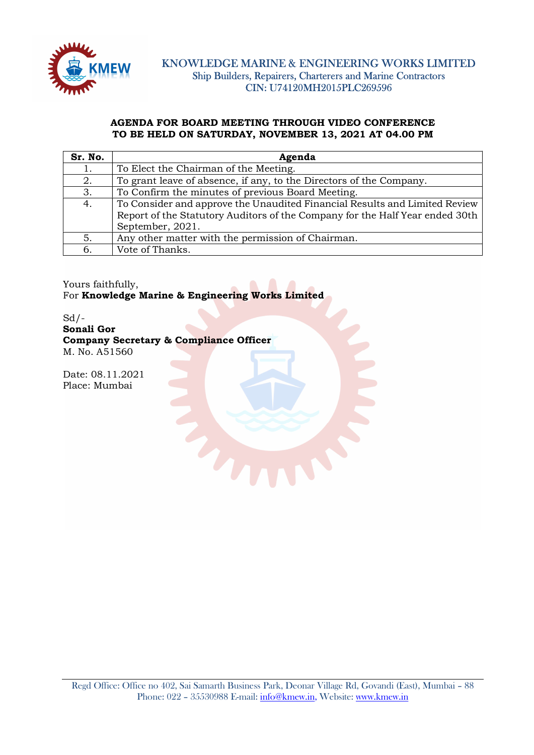KNOWLEDGE MARINE & ENGINEERING WORKS LIMITED
Ship Builders, Repairers, Charterers and Marine Contractors
CIN: U74120MH2015PLC269596

**AGENDA FOR BOARD MEETING THROUGH VIDEO CONFERENCE TO BE HELD ON SATURDAY, NOVEMBER 13, 2021 AT 04.00 PM**

| Sr. No. | Agenda |
|---|---|
| 1. | To Elect the Chairman of the Meeting. |
| 2. | To grant leave of absence, if any, to the Directors of the Company. |
| 3. | To Confirm the minutes of previous Board Meeting. |
| 4. | To Consider and approve the Unaudited Financial Results and Limited Review Report of the Statutory Auditors of the Company for the Half Year ended 30th September, 2021. |
| 5. | Any other matter with the permission of Chairman. |
| 6. | Vote of Thanks. |

Yours faithfully,
For **Knowledge Marine & Engineering Works Limited**

Sd/-
**Sonali Gor**
**Company Secretary & Compliance Officer**
M. No. A51560

Date: 08.11.2021
Place: Mumbai

Regd Office: Office no 402, Sai Samarth Business Park, Deonar Village Rd, Govandi (East), Mumbai – 88
Phone: 022 – 35530988 E-mail: info@kmew.in, Website: www.kmew.in